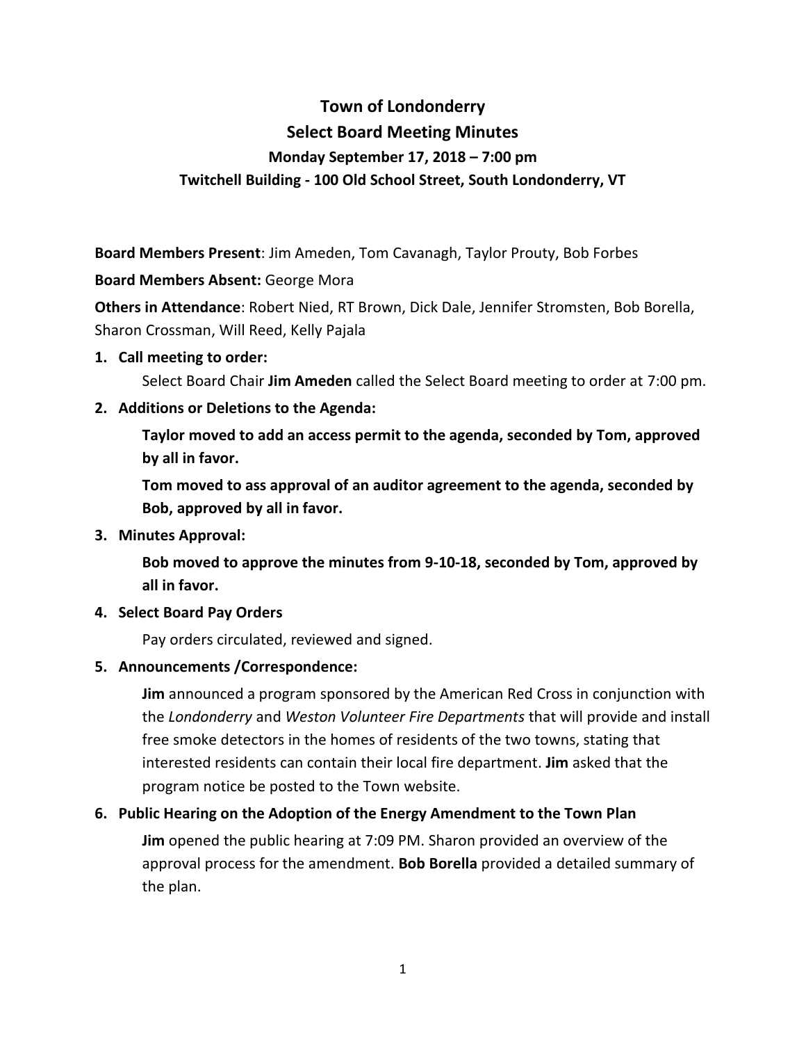# Town of Londonderry
## Select Board Meeting Minutes
### Monday September 17, 2018 – 7:00 pm
### Twitchell Building - 100 Old School Street, South Londonderry, VT

**Board Members Present**: Jim Ameden, Tom Cavanagh, Taylor Prouty, Bob Forbes

**Board Members Absent:** George Mora

**Others in Attendance**: Robert Nied, RT Brown, Dick Dale, Jennifer Stromsten, Bob Borella, Sharon Crossman, Will Reed, Kelly Pajala

1. **Call meeting to order:**

   Select Board Chair **Jim Ameden** called the Select Board meeting to order at 7:00 pm.

2. **Additions or Deletions to the Agenda:**

   **Taylor moved to add an access permit to the agenda, seconded by Tom, approved by all in favor.**

   **Tom moved to ass approval of an auditor agreement to the agenda, seconded by Bob, approved by all in favor.**

3. **Minutes Approval:**

   **Bob moved to approve the minutes from 9-10-18, seconded by Tom, approved by all in favor.**

4. **Select Board Pay Orders**

   Pay orders circulated, reviewed and signed.

5. **Announcements /Correspondence:**

   **Jim** announced a program sponsored by the American Red Cross in conjunction with the *Londonderry* and *Weston Volunteer Fire Departments* that will provide and install free smoke detectors in the homes of residents of the two towns, stating that interested residents can contain their local fire department. **Jim** asked that the program notice be posted to the Town website.

6. **Public Hearing on the Adoption of the Energy Amendment to the Town Plan**

   **Jim** opened the public hearing at 7:09 PM. Sharon provided an overview of the approval process for the amendment. **Bob Borella** provided a detailed summary of the plan.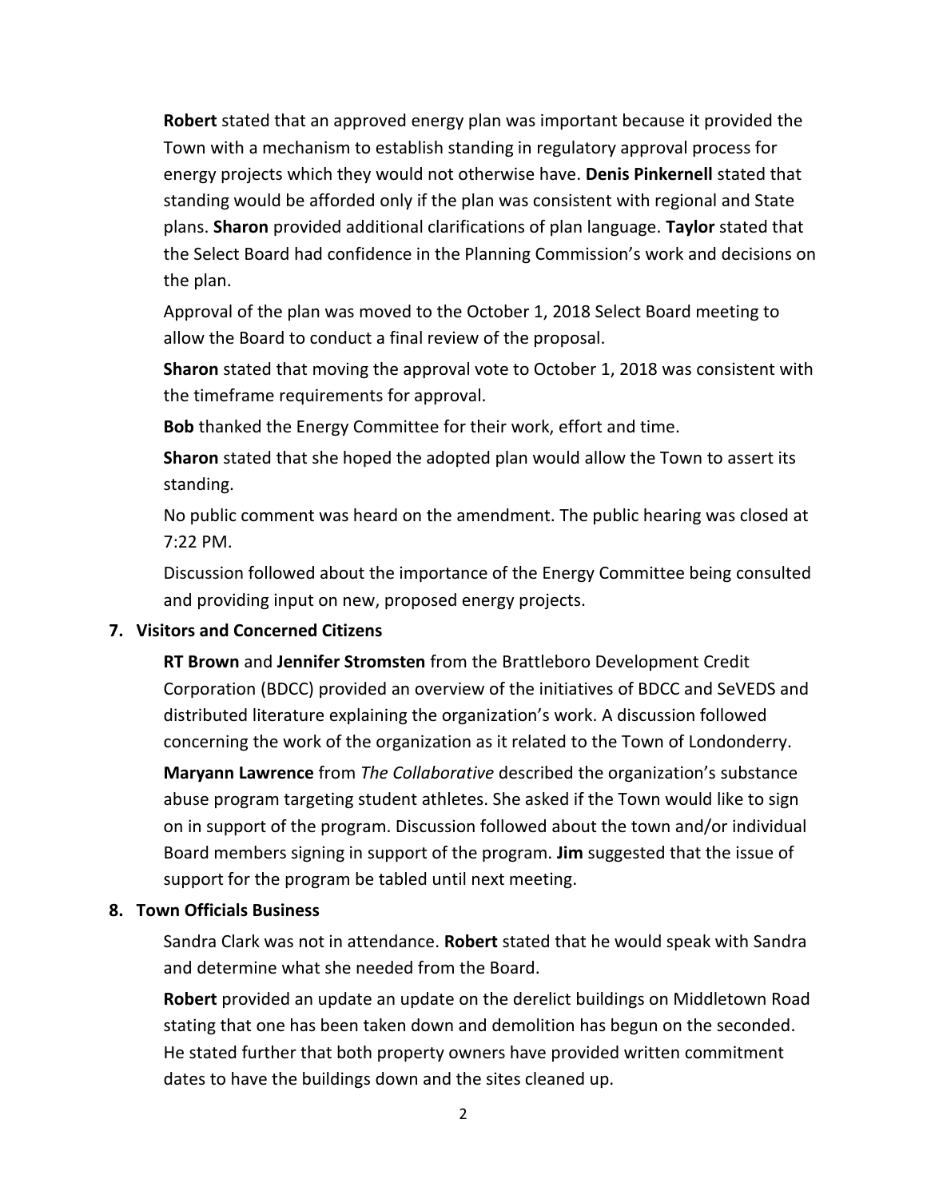**Robert** stated that an approved energy plan was important because it provided the Town with a mechanism to establish standing in regulatory approval process for energy projects which they would not otherwise have. **Denis Pinkernell** stated that standing would be afforded only if the plan was consistent with regional and State plans. **Sharon** provided additional clarifications of plan language. **Taylor** stated that the Select Board had confidence in the Planning Commission's work and decisions on the plan.

Approval of the plan was moved to the October 1, 2018 Select Board meeting to allow the Board to conduct a final review of the proposal.

**Sharon** stated that moving the approval vote to October 1, 2018 was consistent with the timeframe requirements for approval.

**Bob** thanked the Energy Committee for their work, effort and time.

**Sharon** stated that she hoped the adopted plan would allow the Town to assert its standing.

No public comment was heard on the amendment. The public hearing was closed at 7:22 PM.

Discussion followed about the importance of the Energy Committee being consulted and providing input on new, proposed energy projects.

**7. Visitors and Concerned Citizens**

**RT Brown** and **Jennifer Stromsten** from the Brattleboro Development Credit Corporation (BDCC) provided an overview of the initiatives of BDCC and SeVEDS and distributed literature explaining the organization's work. A discussion followed concerning the work of the organization as it related to the Town of Londonderry.

**Maryann Lawrence** from *The Collaborative* described the organization's substance abuse program targeting student athletes. She asked if the Town would like to sign on in support of the program. Discussion followed about the town and/or individual Board members signing in support of the program. **Jim** suggested that the issue of support for the program be tabled until next meeting.

**8. Town Officials Business**

Sandra Clark was not in attendance. **Robert** stated that he would speak with Sandra and determine what she needed from the Board.

**Robert** provided an update an update on the derelict buildings on Middletown Road stating that one has been taken down and demolition has begun on the seconded. He stated further that both property owners have provided written commitment dates to have the buildings down and the sites cleaned up.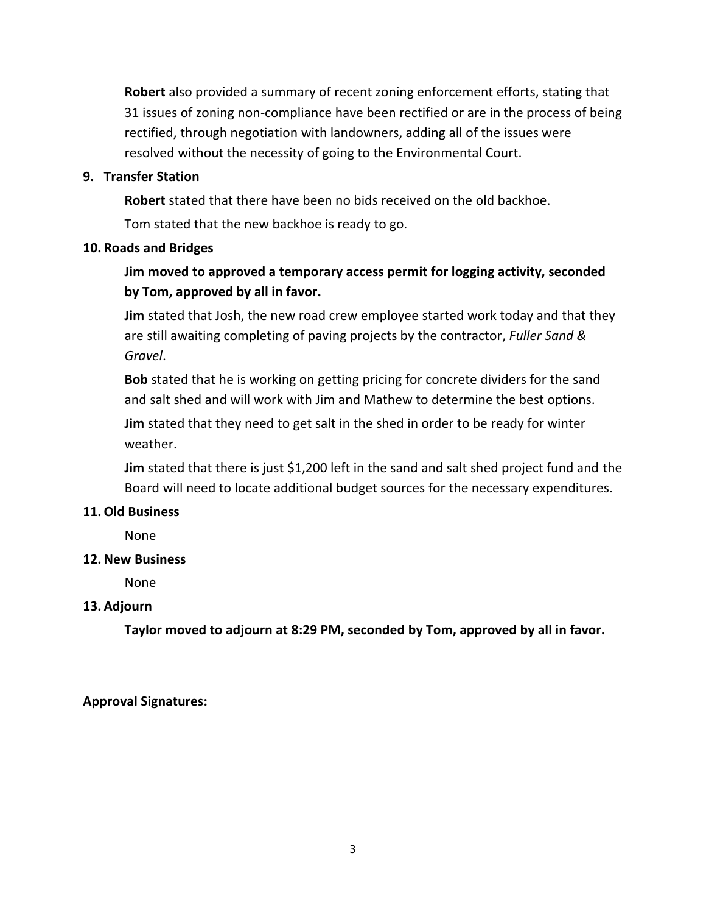**Robert** also provided a summary of recent zoning enforcement efforts, stating that 31 issues of zoning non-compliance have been rectified or are in the process of being rectified, through negotiation with landowners, adding all of the issues were resolved without the necessity of going to the Environmental Court.

**9. Transfer Station**

**Robert** stated that there have been no bids received on the old backhoe.

Tom stated that the new backhoe is ready to go.

**10. Roads and Bridges**

**Jim moved to approved a temporary access permit for logging activity, seconded by Tom, approved by all in favor.**

**Jim** stated that Josh, the new road crew employee started work today and that they are still awaiting completing of paving projects by the contractor, *Fuller Sand & Gravel*.

**Bob** stated that he is working on getting pricing for concrete dividers for the sand and salt shed and will work with Jim and Mathew to determine the best options.

**Jim** stated that they need to get salt in the shed in order to be ready for winter weather.

**Jim** stated that there is just $1,200 left in the sand and salt shed project fund and the Board will need to locate additional budget sources for the necessary expenditures.

**11. Old Business**

None

**12. New Business**

None

**13. Adjourn**

**Taylor moved to adjourn at 8:29 PM, seconded by Tom, approved by all in favor.**

**Approval Signatures:**